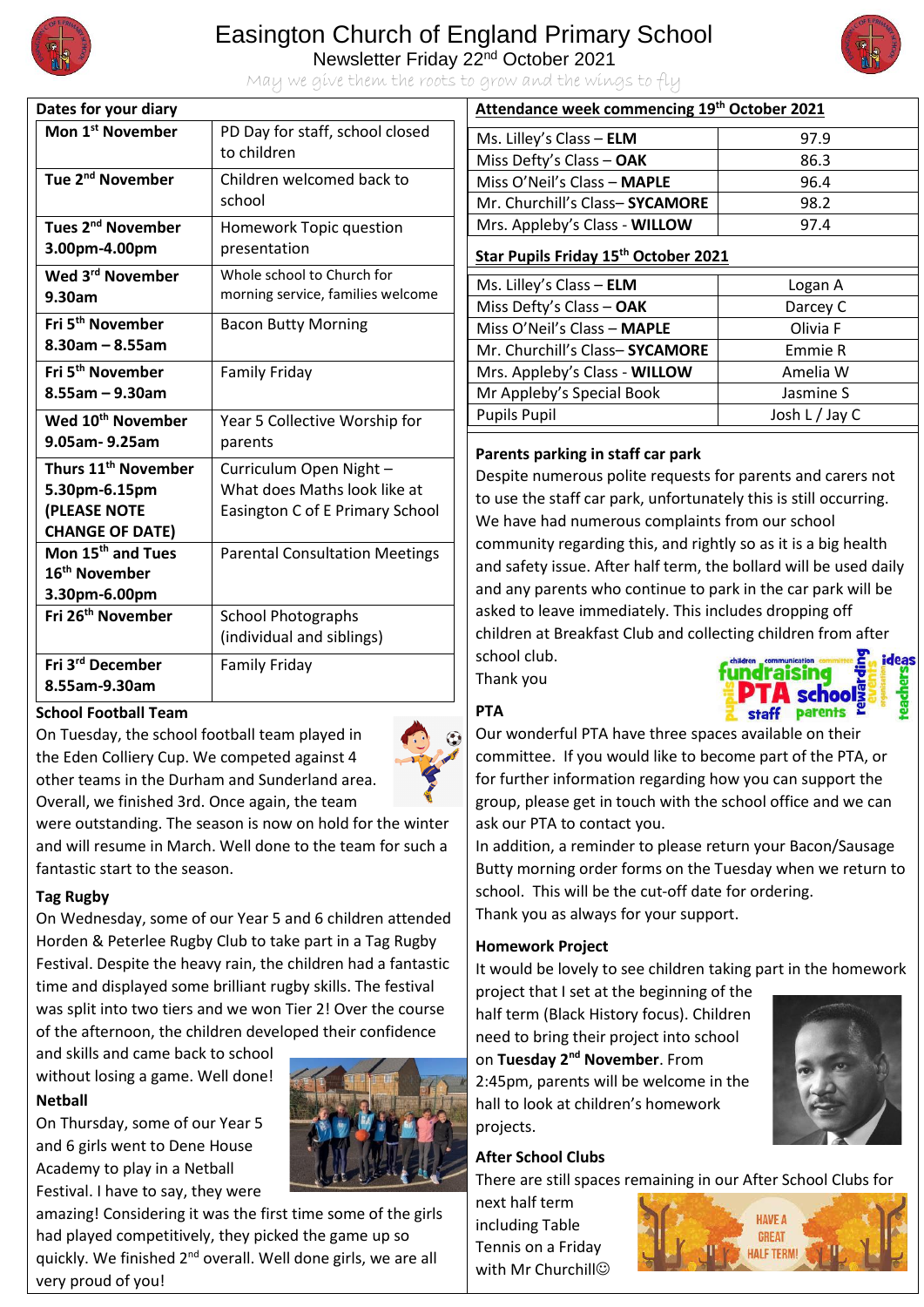# Easington Church of England Primary School

Newsletter Friday 22nd October 2021

*May we give them the roots to grow and the wings to fly*

## Dates for your diary

| Date | Event |
|---|---|
| **Mon 1st November** | PD Day for staff, school closed to children |
| **Tue 2nd November** | Children welcomed back to school |
| **Tues 2nd November 3.00pm-4.00pm** | Homework Topic question presentation |
| **Wed 3rd November 9.30am** | Whole school to Church for morning service, families welcome |
| **Fri 5th November 8.30am – 8.55am** | Bacon Butty Morning |
| **Fri 5th November 8.55am – 9.30am** | Family Friday |
| **Wed 10th November 9.05am- 9.25am** | Year 5 Collective Worship for parents |
| **Thurs 11th November 5.30pm-6.15pm (PLEASE NOTE CHANGE OF DATE)** | Curriculum Open Night – What does Maths look like at Easington C of E Primary School |
| **Mon 15th and Tues 16th November 3.30pm-6.00pm** | Parental Consultation Meetings |
| **Fri 26th November** | School Photographs (individual and siblings) |
| **Fri 3rd December 8.55am-9.30am** | Family Friday |

### School Football Team

On Tuesday, the school football team played in the Eden Colliery Cup. We competed against 4 other teams in the Durham and Sunderland area. Overall, we finished 3rd. Once again, the team were outstanding. The season is now on hold for the winter and will resume in March. Well done to the team for such a fantastic start to the season.

### Tag Rugby

On Wednesday, some of our Year 5 and 6 children attended Horden & Peterlee Rugby Club to take part in a Tag Rugby Festival. Despite the heavy rain, the children had a fantastic time and displayed some brilliant rugby skills. The festival was split into two tiers and we won Tier 2! Over the course of the afternoon, the children developed their confidence and skills and came back to school without losing a game. Well done!

### Netball

On Thursday, some of our Year 5 and 6 girls went to Dene House Academy to play in a Netball Festival. I have to say, they were amazing! Considering it was the first time some of the girls had played competitively, they picked the game up so quickly. We finished 2nd overall. Well done girls, we are all very proud of you!

## Attendance week commencing 19th October 2021

| Class | Attendance |
|---|---|
| Ms. Lilley's Class – **ELM** | 97.9 |
| Miss Defty's Class – **OAK** | 86.3 |
| Miss O'Neil's Class – **MAPLE** | 96.4 |
| Mr. Churchill's Class– **SYCAMORE** | 98.2 |
| Mrs. Appleby's Class - **WILLOW** | 97.4 |

## Star Pupils Friday 15th October 2021

| Class | Star Pupil |
|---|---|
| Ms. Lilley's Class – **ELM** | Logan A |
| Miss Defty's Class – **OAK** | Darcey C |
| Miss O'Neil's Class – **MAPLE** | Olivia F |
| Mr. Churchill's Class– **SYCAMORE** | Emmie R |
| Mrs. Appleby's Class - **WILLOW** | Amelia W |
| Mr Appleby's Special Book | Jasmine S |
| Pupils Pupil | Josh L / Jay C |

### Parents parking in staff car park

Despite numerous polite requests for parents and carers not to use the staff car park, unfortunately this is still occurring. We have had numerous complaints from our school community regarding this, and rightly so as it is a big health and safety issue. After half term, the bollard will be used daily and any parents who continue to park in the car park will be asked to leave immediately. This includes dropping off children at Breakfast Club and collecting children from after school club.

Thank you

### PTA

Our wonderful PTA have three spaces available on their committee. If you would like to become part of the PTA, or for further information regarding how you can support the group, please get in touch with the school office and we can ask our PTA to contact you.

In addition, a reminder to please return your Bacon/Sausage Butty morning order forms on the Tuesday when we return to school. This will be the cut-off date for ordering.

Thank you as always for your support.

### Homework Project

It would be lovely to see children taking part in the homework project that I set at the beginning of the half term (Black History focus). Children need to bring their project into school on **Tuesday 2nd November**. From 2:45pm, parents will be welcome in the hall to look at children's homework projects.

### After School Clubs

There are still spaces remaining in our After School Clubs for next half term including Table Tennis on a Friday with Mr Churchill☺

HAVE A GREAT HALF TERM!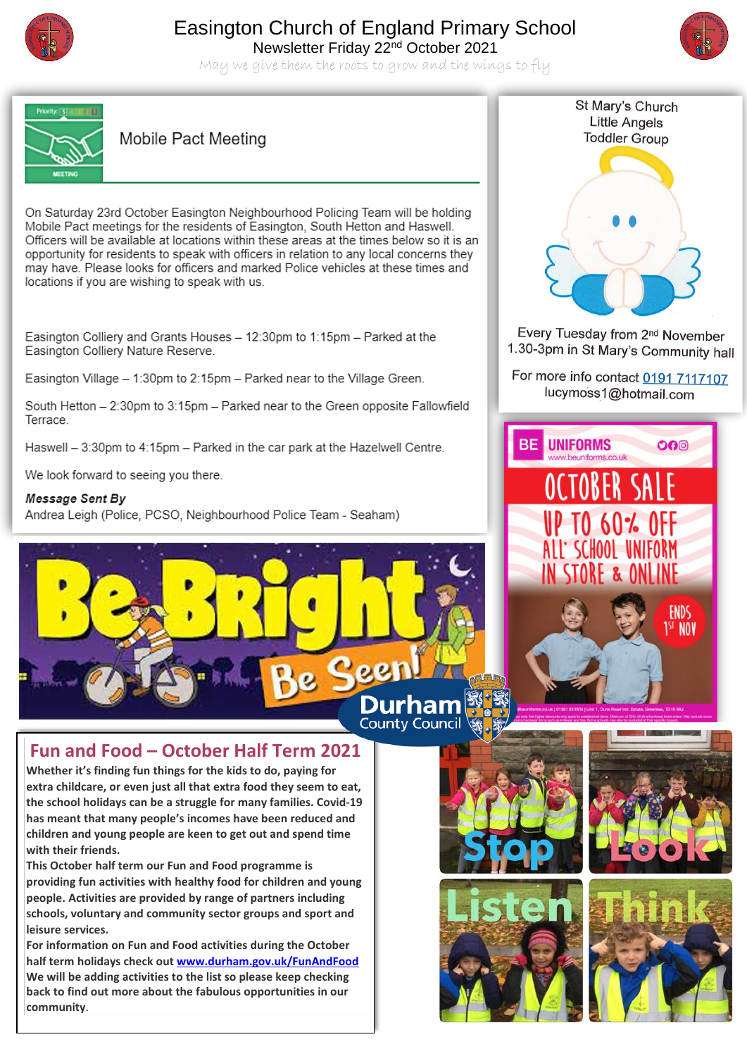# Easington Church of England Primary School

Newsletter Friday 22nd October 2021

May we give them the roots to grow and the wings to fly

## Mobile Pact Meeting

On Saturday 23rd October Easington Neighbourhood Policing Team will be holding Mobile Pact meetings for the residents of Easington, South Hetton and Haswell. Officers will be available at locations within these areas at the times below so it is an opportunity for residents to speak with officers in relation to any local concerns they may have. Please looks for officers and marked Police vehicles at these times and locations if you are wishing to speak with us.

Easington Colliery and Grants Houses – 12:30pm to 1:15pm – Parked at the Easington Colliery Nature Reserve.

Easington Village – 1:30pm to 2:15pm – Parked near to the Village Green.

South Hetton – 2:30pm to 3:15pm – Parked near to the Green opposite Fallowfield Terrace.

Haswell – 3:30pm to 4:15pm – Parked in the car park at the Hazelwell Centre.

We look forward to seeing you there.

***Message Sent By***

Andrea Leigh (Police, PCSO, Neighbourhood Police Team - Seaham)

## St Mary's Church Little Angels Toddler Group

Every Tuesday from 2nd November
1.30-3pm in St Mary's Community hall

For more info contact 0191 7117107
lucymoss1@hotmail.com

## BE UNIFORMS

www.beuniforms.co.uk

OCTOBER SALE

UP TO 60% OFF ALL SCHOOL UNIFORM IN STORE & ONLINE

ENDS 1ST NOV

## Be Bright Be Seen!

Durham County Council

## Fun and Food – October Half Term 2021

**Whether it's finding fun things for the kids to do, paying for extra childcare, or even just all that extra food they seem to eat, the school holidays can be a struggle for many families. Covid-19 has meant that many people's incomes have been reduced and children and young people are keen to get out and spend time with their friends.**

**This October half term our Fun and Food programme is providing fun activities with healthy food for children and young people. Activities are provided by range of partners including schools, voluntary and community sector groups and sport and leisure services.**

**For information on Fun and Food activities during the October half term holidays check out [www.durham.gov.uk/FunAndFood](www.durham.gov.uk/FunAndFood)**

**We will be adding activities to the list so please keep checking back to find out more about the fabulous opportunities in our community.**

Stop

Look

Listen

Think